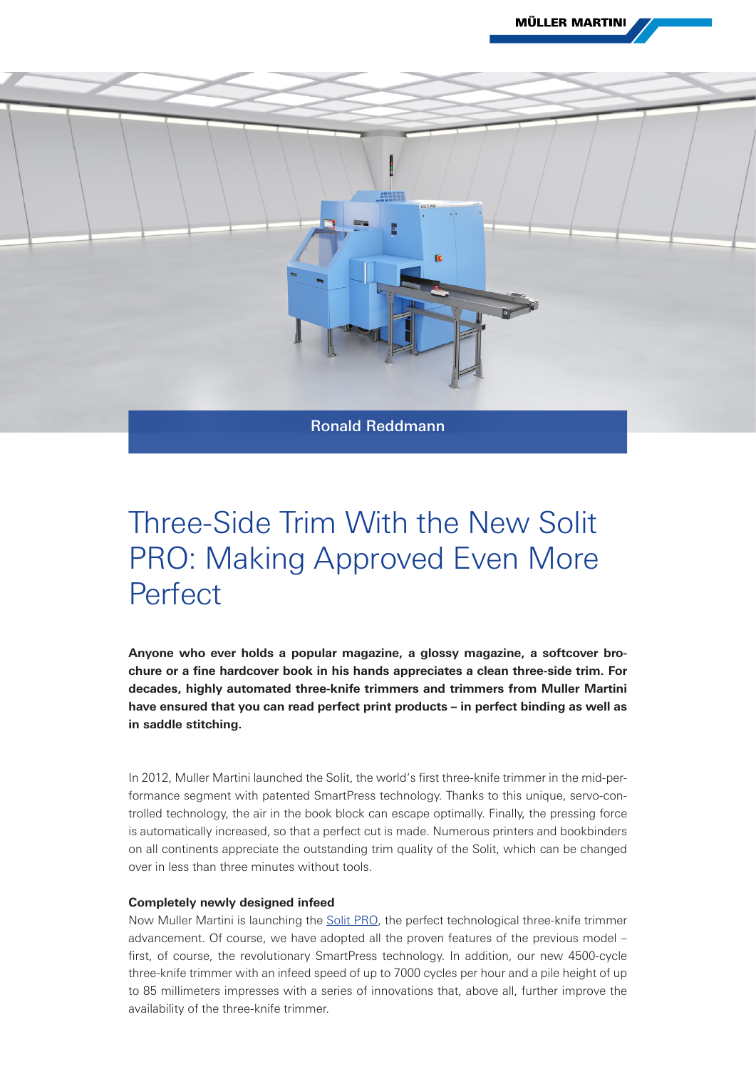Ronald Reddmann

# Three-Side Trim With the New Solit PRO: Making Approved Even More Perfect

**Anyone who ever holds a popular magazine, a glossy magazine, a softcover brochure or a fine hardcover book in his hands appreciates a clean three-side trim. For decades, highly automated three-knife trimmers and trimmers from Muller Martini have ensured that you can read perfect print products – in perfect binding as well as in saddle stitching.**

In 2012, Muller Martini launched the Solit, the world's first three-knife trimmer in the mid-performance segment with patented SmartPress technology. Thanks to this unique, servo-controlled technology, the air in the book block can escape optimally. Finally, the pressing force is automatically increased, so that a perfect cut is made. Numerous printers and bookbinders on all continents appreciate the outstanding trim quality of the Solit, which can be changed over in less than three minutes without tools.

### Completely newly designed infeed

Now Muller Martini is launching the Solit PRO, the perfect technological three-knife trimmer advancement. Of course, we have adopted all the proven features of the previous model – first, of course, the revolutionary SmartPress technology. In addition, our new 4500-cycle three-knife trimmer with an infeed speed of up to 7000 cycles per hour and a pile height of up to 85 millimeters impresses with a series of innovations that, above all, further improve the availability of the three-knife trimmer.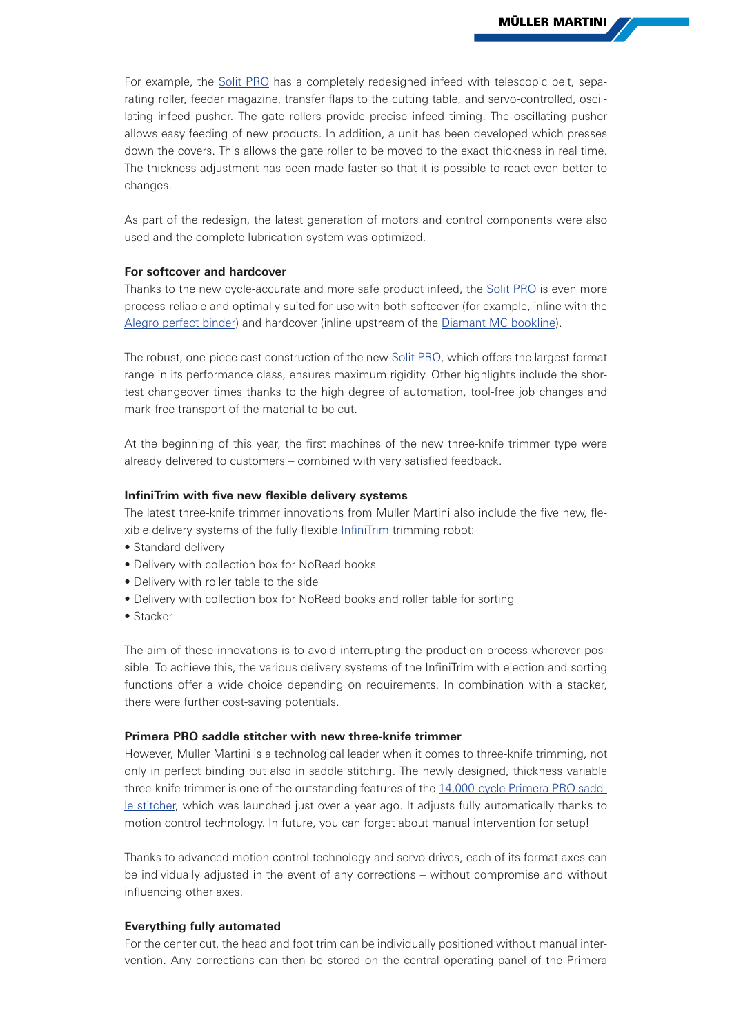For example, the Solit PRO has a completely redesigned infeed with telescopic belt, separating roller, feeder magazine, transfer flaps to the cutting table, and servo-controlled, oscillating infeed pusher. The gate rollers provide precise infeed timing. The oscillating pusher allows easy feeding of new products. In addition, a unit has been developed which presses down the covers. This allows the gate roller to be moved to the exact thickness in real time. The thickness adjustment has been made faster so that it is possible to react even better to changes.

As part of the redesign, the latest generation of motors and control components were also used and the complete lubrication system was optimized.

**For softcover and hardcover**

Thanks to the new cycle-accurate and more safe product infeed, the Solit PRO is even more process-reliable and optimally suited for use with both softcover (for example, inline with the Alegro perfect binder) and hardcover (inline upstream of the Diamant MC bookline).

The robust, one-piece cast construction of the new Solit PRO, which offers the largest format range in its performance class, ensures maximum rigidity. Other highlights include the shortest changeover times thanks to the high degree of automation, tool-free job changes and mark-free transport of the material to be cut.

At the beginning of this year, the first machines of the new three-knife trimmer type were already delivered to customers – combined with very satisfied feedback.

**InfiniTrim with five new flexible delivery systems**

The latest three-knife trimmer innovations from Muller Martini also include the five new, flexible delivery systems of the fully flexible InfiniTrim trimming robot:

- Standard delivery
- Delivery with collection box for NoRead books
- Delivery with roller table to the side
- Delivery with collection box for NoRead books and roller table for sorting
- Stacker

The aim of these innovations is to avoid interrupting the production process wherever possible. To achieve this, the various delivery systems of the InfiniTrim with ejection and sorting functions offer a wide choice depending on requirements. In combination with a stacker, there were further cost-saving potentials.

**Primera PRO saddle stitcher with new three-knife trimmer**

However, Muller Martini is a technological leader when it comes to three-knife trimming, not only in perfect binding but also in saddle stitching. The newly designed, thickness variable three-knife trimmer is one of the outstanding features of the 14,000-cycle Primera PRO saddle stitcher, which was launched just over a year ago. It adjusts fully automatically thanks to motion control technology. In future, you can forget about manual intervention for setup!

Thanks to advanced motion control technology and servo drives, each of its format axes can be individually adjusted in the event of any corrections – without compromise and without influencing other axes.

**Everything fully automated**

For the center cut, the head and foot trim can be individually positioned without manual intervention. Any corrections can then be stored on the central operating panel of the Primera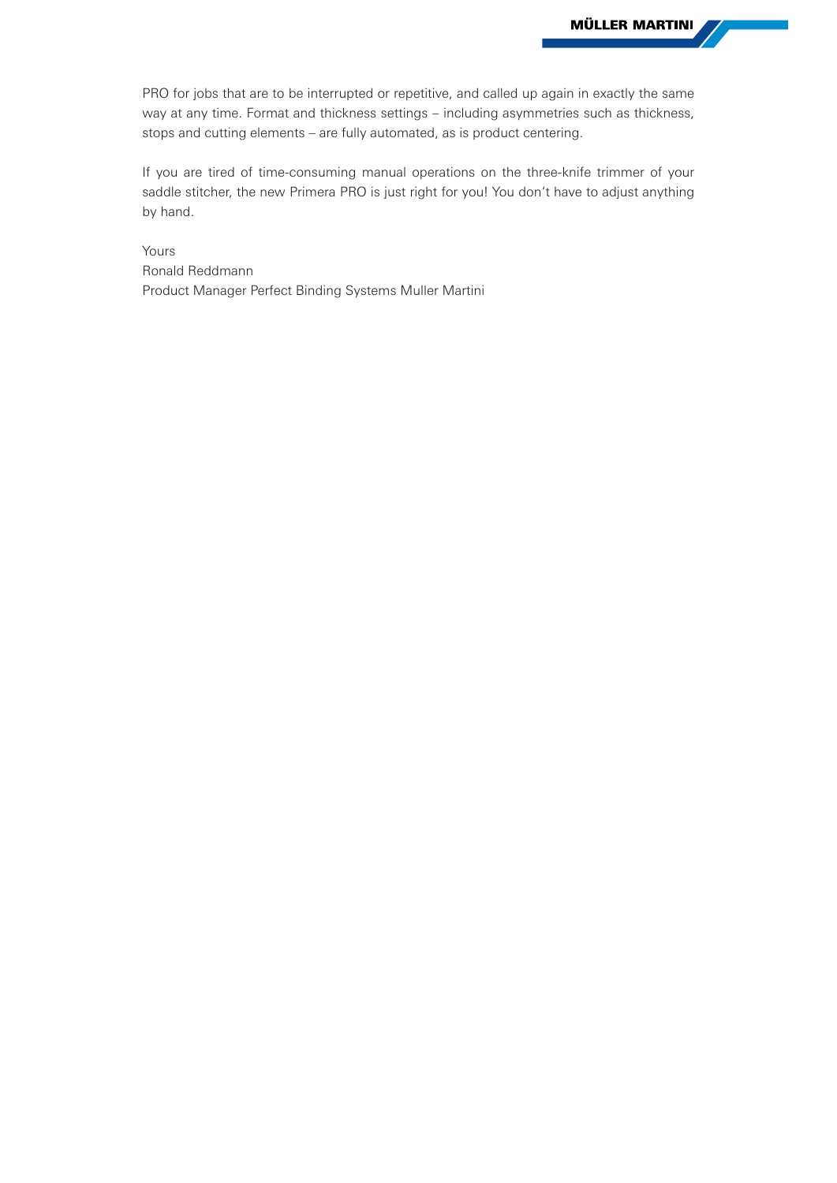PRO for jobs that are to be interrupted or repetitive, and called up again in exactly the same way at any time. Format and thickness settings – including asymmetries such as thickness, stops and cutting elements – are fully automated, as is product centering.

If you are tired of time-consuming manual operations on the three-knife trimmer of your saddle stitcher, the new Primera PRO is just right for you! You don't have to adjust anything by hand.

Yours
Ronald Reddmann
Product Manager Perfect Binding Systems Muller Martini